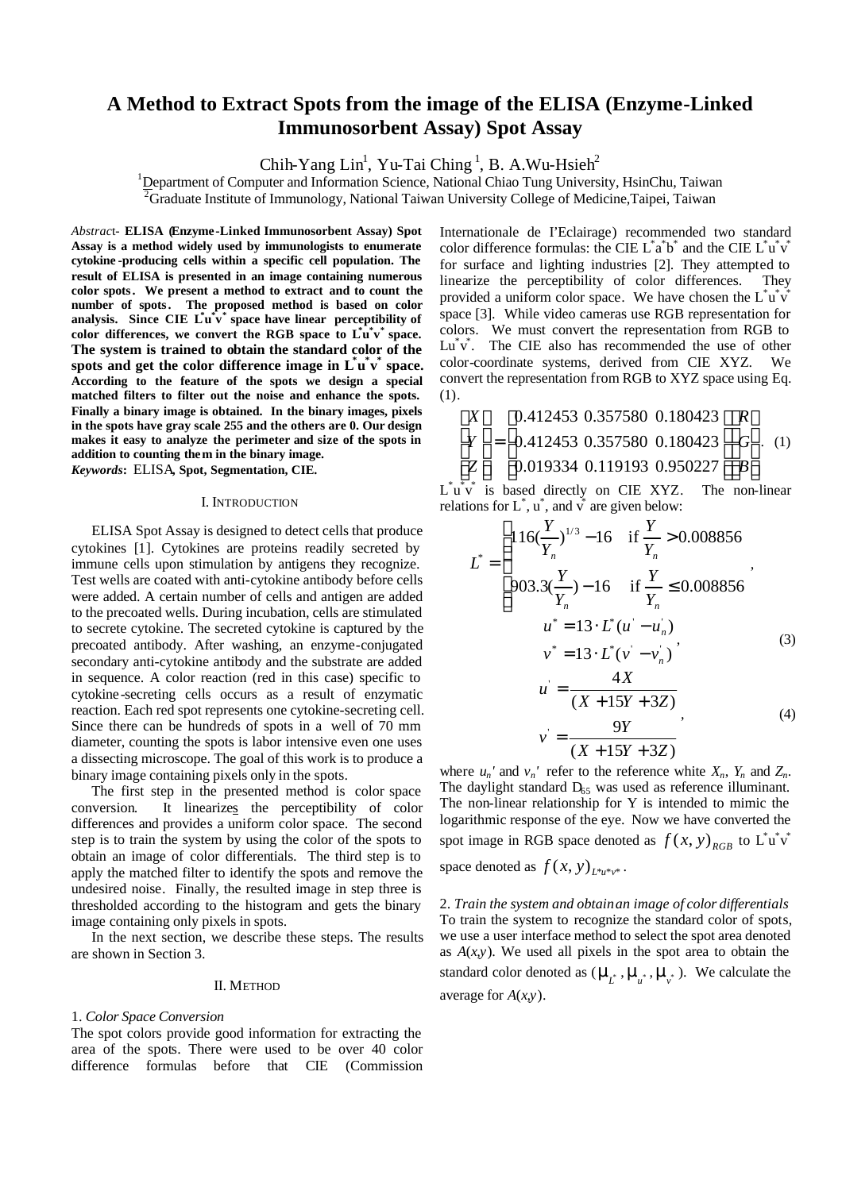# A Method to Extract Spots from the image of the ELISA (Enzyme-Linked Immunosorbent Assay) Spot Assay

Chih-Yang Lin[1], Yu-Tai Ching [1], B. A.Wu-Hsieh[2]

[1]Department of Computer and Information Science, National Chiao Tung University, HsinChu, Taiwan
[2]Graduate Institute of Immunology, National Taiwan University College of Medicine,Taipei, Taiwan

*Abstract*- **ELISA (Enzyme-Linked Immunosorbent Assay) Spot Assay is a method widely used by immunologists to enumerate cytokine-producing cells within a specific cell population. The result of ELISA is presented in an image containing numerous color spots. We present a method to extract and to count the number of spots. The proposed method is based on color analysis. Since CIE $L^*u^*v^*$ space have linear perceptibility of color differences, we convert the RGB space to $L^*u^*v^*$ space. The system is trained to obtain the standard color of the spots and get the color difference image in $L^*u^*v^*$ space. According to the feature of the spots we design a special matched filters to filter out the noise and enhance the spots. Finally a binary image is obtained. In the binary images, pixels in the spots have gray scale 255 and the others are 0. Our design makes it easy to analyze the perimeter and size of the spots in addition to counting them in the binary image.**

***Keywords*: ELISA, Spot, Segmentation, CIE.**

## I. Introduction

ELISA Spot Assay is designed to detect cells that produce cytokines [1]. Cytokines are proteins readily secreted by immune cells upon stimulation by antigens they recognize. Test wells are coated with anti-cytokine antibody before cells were added. A certain number of cells and antigen are added to the precoated wells. During incubation, cells are stimulated to secrete cytokine. The secreted cytokine is captured by the precoated antibody. After washing, an enzyme-conjugated secondary anti-cytokine antibody and the substrate are added in sequence. A color reaction (red in this case) specific to cytokine-secreting cells occurs as a result of enzymatic reaction. Each red spot represents one cytokine-secreting cell. Since there can be hundreds of spots in a well of 70 mm diameter, counting the spots is labor intensive even one uses a dissecting microscope. The goal of this work is to produce a binary image containing pixels only in the spots.

The first step in the presented method is color space conversion. It linearizes the perceptibility of color differences and provides a uniform color space. The second step is to train the system by using the color of the spots to obtain an image of color differentials. The third step is to apply the matched filter to identify the spots and remove the undesired noise. Finally, the resulted image in step three is thresholded according to the histogram and gets the binary image containing only pixels in spots.

In the next section, we describe these steps. The results are shown in Section 3.

## II. Method

### 1. *Color Space Conversion*

The spot colors provide good information for extracting the area of the spots. There were used to be over 40 color difference formulas before that CIE (Commission Internationale de I'Eclairage) recommended two standard color difference formulas: the CIE $L^*a^*b^*$ and the CIE $L^*u^*v^*$ for surface and lighting industries [2]. They attempted to linearize the perceptibility of color differences. They provided a uniform color space. We have chosen the $L^*u^*v^*$ space [3]. While video cameras use RGB representation for colors. We must convert the representation from RGB to $Lu^*v^*$. The CIE also has recommended the use of other color-coordinate systems, derived from CIE XYZ. We convert the representation from RGB to XYZ space using Eq. (1).

$$\begin{bmatrix} X \\ Y \\ Z \end{bmatrix} = \begin{bmatrix} 0.412453 & 0.357580 & 0.180423 \\ 0.412453 & 0.357580 & 0.180423 \\ 0.019334 & 0.119193 & 0.950227 \end{bmatrix} \begin{bmatrix} R \\ G \\ B \end{bmatrix}. \quad (1)$$

$L^*u^*v^*$ is based directly on CIE XYZ. The non-linear relations for $L^*$, $u^*$, and $v^*$ are given below:

$$L^* = \begin{cases} 116\left(\frac{Y}{Y_n}\right)^{1/3} - 16 & \text{if } \frac{Y}{Y_n} > 0.008856 \\ 903.3\left(\frac{Y}{Y_n}\right) - 16 & \text{if } \frac{Y}{Y_n} \le 0.008856 \end{cases},$$

$$u^* = 13 \cdot L^*(u' - u'_n)$$
$$v^* = 13 \cdot L^*(v' - v'_n), \quad (3)$$

$$u' = \frac{4X}{(X + 15Y + 3Z)}$$
$$v' = \frac{9Y}{(X + 15Y + 3Z)}, \quad (4)$$

where $u_n'$ and $v_n'$ refer to the reference white $X_n$, $Y_n$ and $Z_n$. The daylight standard $D_{65}$ was used as reference illuminant. The non-linear relationship for Y is intended to mimic the logarithmic response of the eye. Now we have converted the spot image in RGB space denoted as $f(x,y)_{RGB}$ to $L^*u^*v^*$ space denoted as $f(x,y)_{L^*u^*v^*}$.

### 2. *Train the system and obtain an image of color differentials*

To train the system to recognize the standard color of spots, we use a user interface method to select the spot area denoted as $A(x,y)$. We used all pixels in the spot area to obtain the standard color denoted as ($\mu_{L^*}, \mu_{u^*}, \mu_{v^*}$). We calculate the average for $A(x,y)$.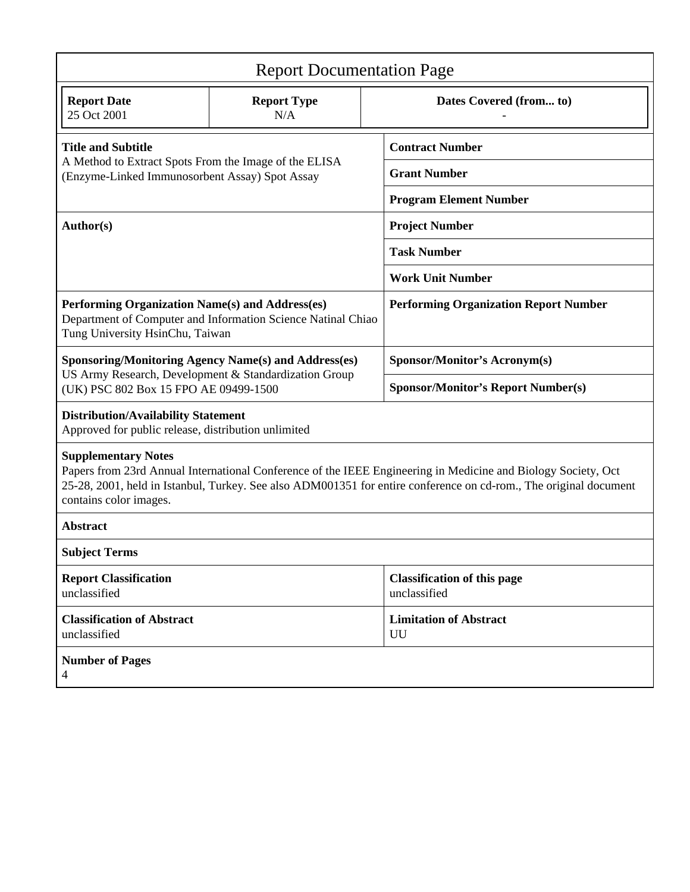# Report Documentation Page

| Report Date | Report Type | Dates Covered (from... to) |
|---|---|---|
| 25 Oct 2001 | N/A | - |

| | |
|---|---|
| **Title and Subtitle**<br>A Method to Extract Spots From the Image of the ELISA (Enzyme-Linked Immunosorbent Assay) Spot Assay | **Contract Number** |
| | **Grant Number** |
| | **Program Element Number** |
| **Author(s)** | **Project Number** |
| | **Task Number** |
| | **Work Unit Number** |
| **Performing Organization Name(s) and Address(es)**<br>Department of Computer and Information Science Natinal Chiao Tung University HsinChu, Taiwan | **Performing Organization Report Number** |
| **Sponsoring/Monitoring Agency Name(s) and Address(es)**<br>US Army Research, Development & Standardization Group (UK) PSC 802 Box 15 FPO AE 09499-1500 | **Sponsor/Monitor's Acronym(s)** |
| | **Sponsor/Monitor's Report Number(s)** |

**Distribution/Availability Statement**
Approved for public release, distribution unlimited

**Supplementary Notes**
Papers from 23rd Annual International Conference of the IEEE Engineering in Medicine and Biology Society, Oct 25-28, 2001, held in Istanbul, Turkey. See also ADM001351 for entire conference on cd-rom., The original document contains color images.

**Abstract**

**Subject Terms**

| | |
|---|---|
| **Report Classification**<br>unclassified | **Classification of this page**<br>unclassified |
| **Classification of Abstract**<br>unclassified | **Limitation of Abstract**<br>UU |

**Number of Pages**
4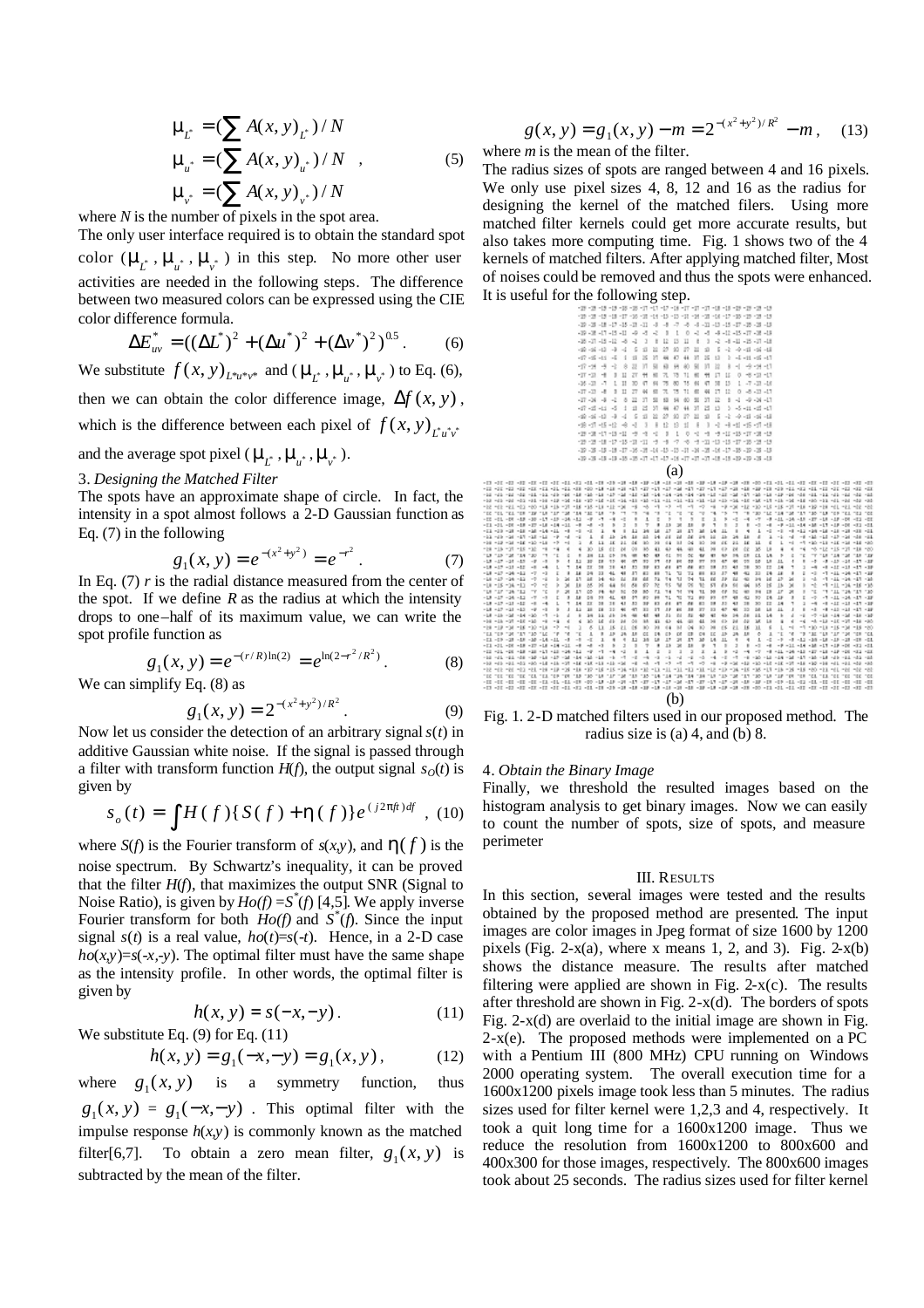$$\mu_{L^*} = (\sum A(x,y)_{L^*})/N$$
$$\mu_{u^*} = (\sum A(x,y)_{u^*})/N \quad , \qquad (5)$$
$$\mu_{v^*} = (\sum A(x,y)_{v^*})/N$$

where $N$ is the number of pixels in the spot area.

The only user interface required is to obtain the standard spot color ($\mu_{L^*}, \mu_{u^*}, \mu_{v^*}$) in this step. No more other user activities are needed in the following steps. The difference between two measured colors can be expressed using the CIE color difference formula.

$$\Delta E^*_{uv} = ((\Delta L^*)^2 + (\Delta u^*)^2 + (\Delta v^*)^2)^{0.5}. \qquad (6)$$

We substitute $f(x,y)_{L^*u^*v^*}$ and ($\mu_{L^*}, \mu_{u^*}, \mu_{v^*}$) to Eq. (6), then we can obtain the color difference image, $\Delta f(x,y)$, which is the difference between each pixel of $f(x,y)_{L^*u^*v^*}$ and the average spot pixel ($\mu_{L^*}, \mu_{u^*}, \mu_{v^*}$).

3. *Designing the Matched Filter*

The spots have an approximate shape of circle. In fact, the intensity in a spot almost follows a 2-D Gaussian function as Eq. (7) in the following

$$g_1(x,y) = e^{-(x^2+y^2)} = e^{-r^2}. \qquad (7)$$

In Eq. (7) $r$ is the radial distance measured from the center of the spot. If we define $R$ as the radius at which the intensity drops to one–half of its maximum value, we can write the spot profile function as

$$g_1(x,y) = e^{-(r/R)\ln(2)} = e^{\ln(2^{-r^2/R^2})}. \qquad (8)$$

We can simplify Eq. (8) as

$$g_1(x,y) = 2^{-(x^2+y^2)/R^2}. \qquad (9)$$

Now let us consider the detection of an arbitrary signal $s(t)$ in additive Gaussian white noise. If the signal is passed through a filter with transform function $H(f)$, the output signal $s_O(t)$ is given by

$$s_o(t) = \int H(f)\{S(f) + \eta(f)\}e^{(j2\pi ft)df}, \quad (10)$$

where $S(f)$ is the Fourier transform of $s(x,y)$, and $\eta(f)$ is the noise spectrum. By Schwartz's inequality, it can be proved that the filter $H(f)$, that maximizes the output SNR (Signal to Noise Ratio), is given by $Ho(f) = S^*(f)$ [4,5]. We apply inverse Fourier transform for both $Ho(f)$ and $S^*(f)$. Since the input signal $s(t)$ is a real value, $ho(t)=s(-t)$. Hence, in a 2-D case $ho(x,y)=s(-x,-y)$. The optimal filter must have the same shape as the intensity profile. In other words, the optimal filter is given by

$$h(x,y) = s(-x,-y). \qquad (11)$$

We substitute Eq. (9) for Eq. (11)

$$h(x,y) = g_1(-x,-y) = g_1(x,y), \qquad (12)$$

where $g_1(x,y)$ is a symmetry function, thus $g_1(x,y) = g_1(-x,-y)$. This optimal filter with the impulse response $h(x,y)$ is commonly known as the matched filter[6,7]. To obtain a zero mean filter, $g_1(x,y)$ is subtracted by the mean of the filter.

$$g(x,y) = g_1(x,y) - m = 2^{-(x^2+y^2)/R^2} - m, \quad (13)$$

where $m$ is the mean of the filter.

The radius sizes of spots are ranged between 4 and 16 pixels. We only use pixel sizes 4, 8, 12 and 16 as the radius for designing the kernel of the matched filers. Using more matched filter kernels could get more accurate results, but also takes more computing time. Fig. 1 shows two of the 4 kernels of matched filters. After applying matched filter, Most of noises could be removed and thus the spots were enhanced. It is useful for the following step.

(a)

(b)

Fig. 1. 2-D matched filters used in our proposed method. The radius size is (a) 4, and (b) 8.

4. *Obtain the Binary Image*

Finally, we threshold the resulted images based on the histogram analysis to get binary images. Now we can easily to count the number of spots, size of spots, and measure perimeter

## III. Results

In this section, several images were tested and the results obtained by the proposed method are presented. The input images are color images in Jpeg format of size 1600 by 1200 pixels (Fig. 2-x(a), where x means 1, 2, and 3). Fig. 2-x(b) shows the distance measure. The results after matched filtering were applied are shown in Fig. 2-x(c). The results after threshold are shown in Fig. 2-x(d). The borders of spots Fig. 2-x(d) are overlaid to the initial image are shown in Fig. 2-x(e). The proposed methods were implemented on a PC with a Pentium III (800 MHz) CPU running on Windows 2000 operating system. The overall execution time for a 1600x1200 pixels image took less than 5 minutes. The radius sizes used for filter kernel were 1,2,3 and 4, respectively. It took a quit long time for a 1600x1200 image. Thus we reduce the resolution from 1600x1200 to 800x600 and 400x300 for those images, respectively. The 800x600 images took about 25 seconds. The radius sizes used for filter kernel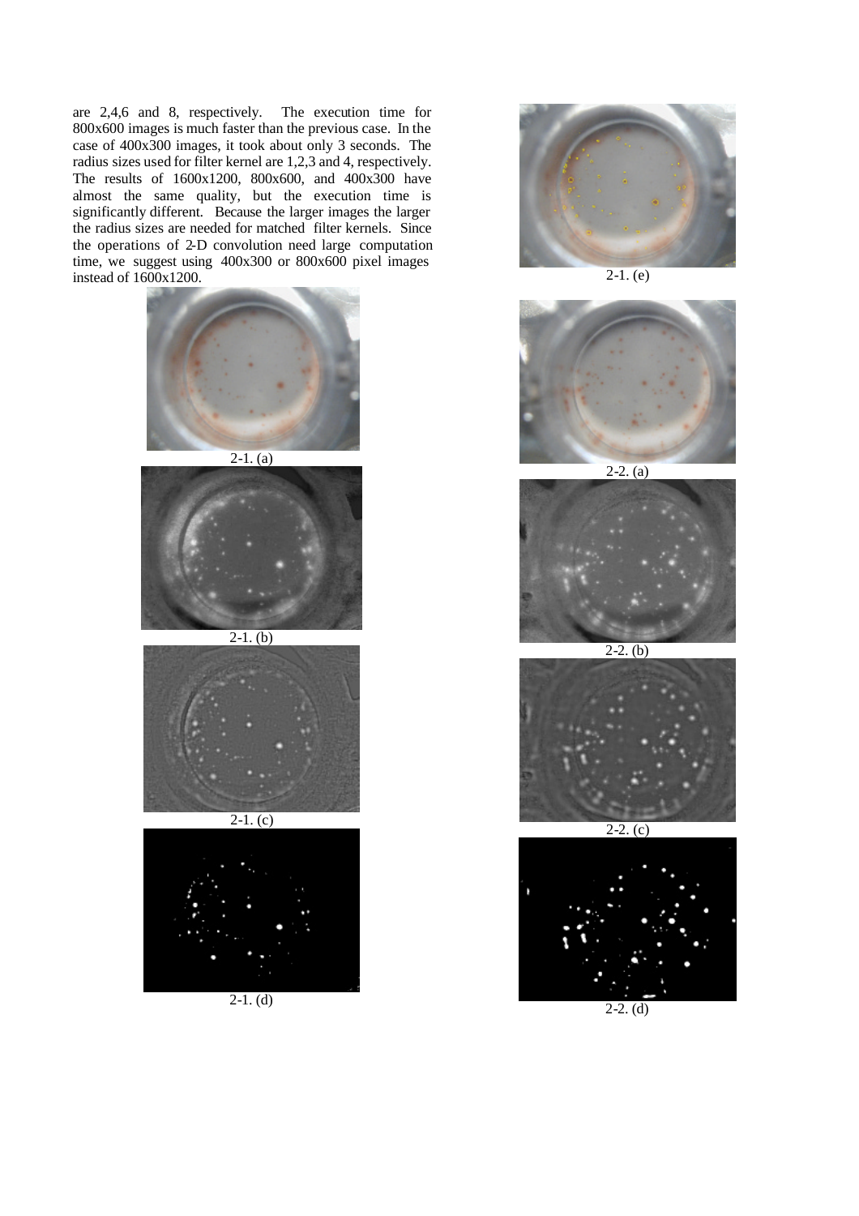are 2,4,6 and 8, respectively. The execution time for 800x600 images is much faster than the previous case. In the case of 400x300 images, it took about only 3 seconds. The radius sizes used for filter kernel are 1,2,3 and 4, respectively. The results of 1600x1200, 800x600, and 400x300 have almost the same quality, but the execution time is significantly different. Because the larger images the larger the radius sizes are needed for matched filter kernels. Since the operations of 2-D convolution need large computation time, we suggest using 400x300 or 800x600 pixel images instead of 1600x1200.

2-1. (a)

2-1. (b)

2-1. (c)

2-1. (d)

2-1. (e)

2-2. (a)

2-2. (b)

2-2. (c)

2-2. (d)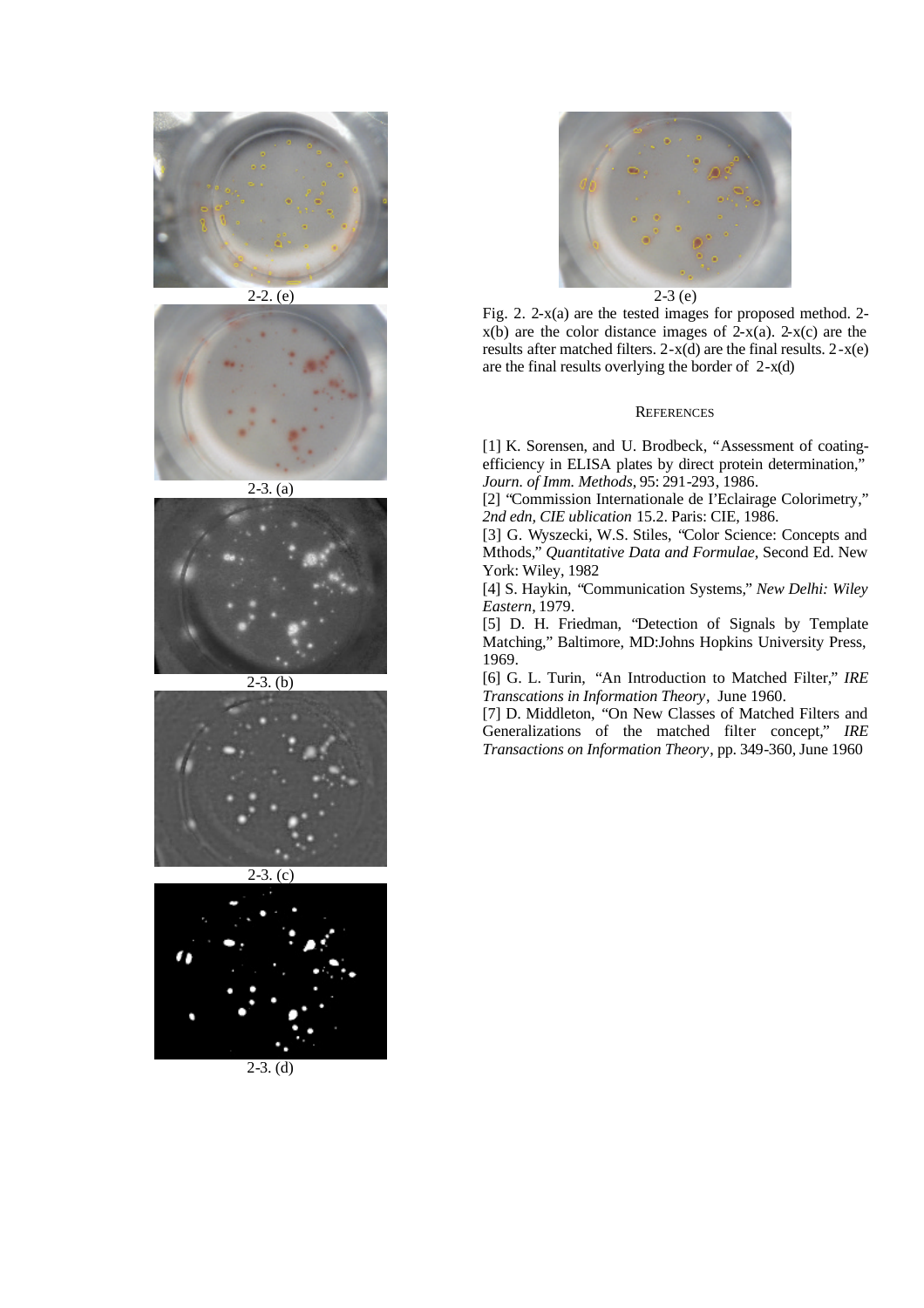2-2. (e)

2-3. (a)

2-3. (b)

2-3. (c)

2-3. (d)

2-3 (e)

Fig. 2. 2-x(a) are the tested images for proposed method. 2-x(b) are the color distance images of 2-x(a). 2-x(c) are the results after matched filters. 2-x(d) are the final results. 2-x(e) are the final results overlying the border of 2-x(d)

## REFERENCES

[1] K. Sorensen, and U. Brodbeck, "Assessment of coating-efficiency in ELISA plates by direct protein determination," *Journ. of Imm. Methods*, 95: 291-293, 1986.

[2] "Commission Internationale de I'Eclairage Colorimetry," *2nd edn, CIE ublication* 15.2. Paris: CIE, 1986.

[3] G. Wyszecki, W.S. Stiles, "Color Science: Concepts and Mthods," *Quantitative Data and Formulae*, Second Ed. New York: Wiley, 1982

[4] S. Haykin, "Communication Systems," *New Delhi: Wiley Eastern*, 1979.

[5] D. H. Friedman, "Detection of Signals by Template Matching," Baltimore, MD:Johns Hopkins University Press, 1969.

[6] G. L. Turin, "An Introduction to Matched Filter," *IRE Transcations in Information Theory*, June 1960.

[7] D. Middleton, "On New Classes of Matched Filters and Generalizations of the matched filter concept," *IRE Transactions on Information Theory*, pp. 349-360, June 1960